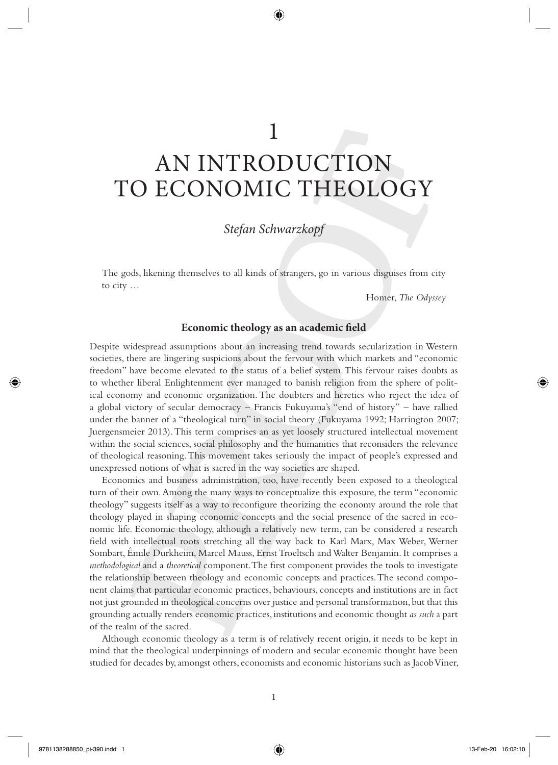# 1

# AN INTRODUCTION TO ECONOMIC THEOLOGY

*Stefan Schwarzkopf*

> The gods, likening themselves to all kinds of strangers, go in various disguises from city to city …
>
> Homer, *The Odyssey*

## Economic theology as an academic field

Despite widespread assumptions about an increasing trend towards secularization in Western societies, there are lingering suspicions about the fervour with which markets and "economic freedom" have become elevated to the status of a belief system. This fervour raises doubts as to whether liberal Enlightenment ever managed to banish religion from the sphere of political economy and economic organization. The doubters and heretics who reject the idea of a global victory of secular democracy – Francis Fukuyama's "end of history" – have rallied under the banner of a "theological turn" in social theory (Fukuyama 1992; Harrington 2007; Juergensmeier 2013). This term comprises an as yet loosely structured intellectual movement within the social sciences, social philosophy and the humanities that reconsiders the relevance of theological reasoning. This movement takes seriously the impact of people's expressed and unexpressed notions of what is sacred in the way societies are shaped.

Economics and business administration, too, have recently been exposed to a theological turn of their own. Among the many ways to conceptualize this exposure, the term "economic theology" suggests itself as a way to reconfigure theorizing the economy around the role that theology played in shaping economic concepts and the social presence of the sacred in economic life. Economic theology, although a relatively new term, can be considered a research field with intellectual roots stretching all the way back to Karl Marx, Max Weber, Werner Sombart, Émile Durkheim, Marcel Mauss, Ernst Troeltsch and Walter Benjamin. It comprises a *methodological* and a *theoretical* component. The first component provides the tools to investigate the relationship between theology and economic concepts and practices. The second component claims that particular economic practices, behaviours, concepts and institutions are in fact not just grounded in theological concerns over justice and personal transformation, but that this grounding actually renders economic practices, institutions and economic thought *as such* a part of the realm of the sacred.

Although economic theology as a term is of relatively recent origin, it needs to be kept in mind that the theological underpinnings of modern and secular economic thought have been studied for decades by, amongst others, economists and economic historians such as Jacob Viner,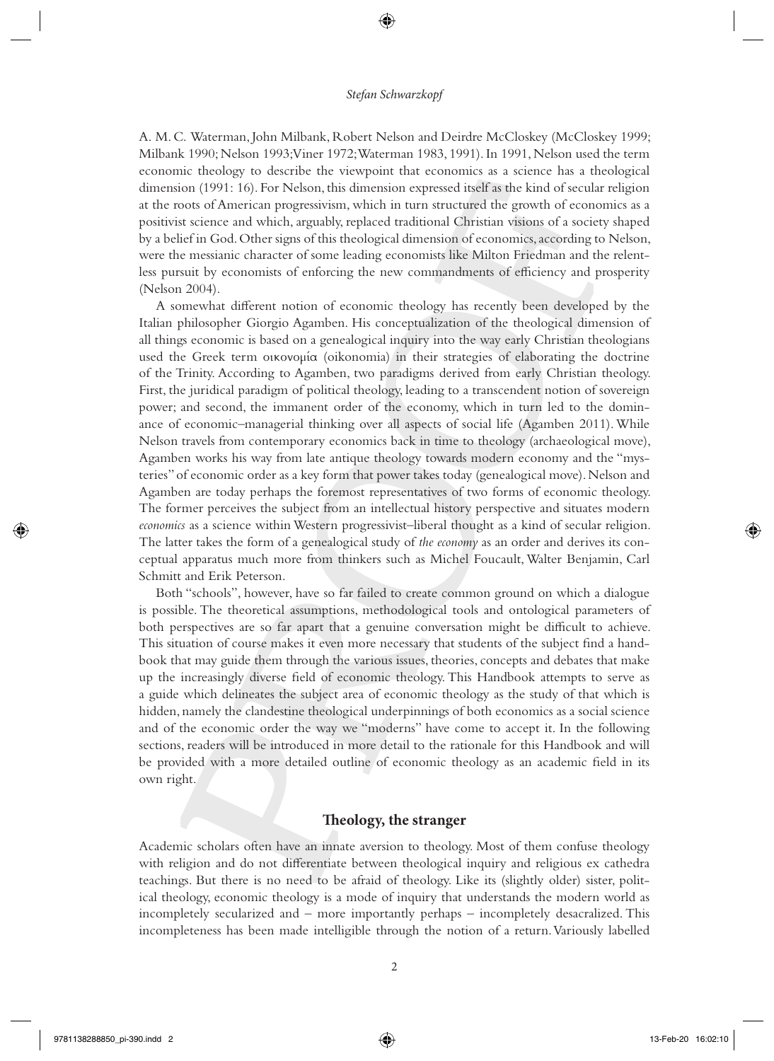A. M. C. Waterman, John Milbank, Robert Nelson and Deirdre McCloskey (McCloskey 1999; Milbank 1990; Nelson 1993; Viner 1972; Waterman 1983, 1991). In 1991, Nelson used the term economic theology to describe the viewpoint that economics as a science has a theological dimension (1991: 16). For Nelson, this dimension expressed itself as the kind of secular religion at the roots of American progressivism, which in turn structured the growth of economics as a positivist science and which, arguably, replaced traditional Christian visions of a society shaped by a belief in God. Other signs of this theological dimension of economics, according to Nelson, were the messianic character of some leading economists like Milton Friedman and the relentless pursuit by economists of enforcing the new commandments of efficiency and prosperity (Nelson 2004).

A somewhat different notion of economic theology has recently been developed by the Italian philosopher Giorgio Agamben. His conceptualization of the theological dimension of all things economic is based on a genealogical inquiry into the way early Christian theologians used the Greek term οικονομία (oikonomia) in their strategies of elaborating the doctrine of the Trinity. According to Agamben, two paradigms derived from early Christian theology. First, the juridical paradigm of political theology, leading to a transcendent notion of sovereign power; and second, the immanent order of the economy, which in turn led to the dominance of economic–managerial thinking over all aspects of social life (Agamben 2011). While Nelson travels from contemporary economics back in time to theology (archaeological move), Agamben works his way from late antique theology towards modern economy and the "mysteries" of economic order as a key form that power takes today (genealogical move). Nelson and Agamben are today perhaps the foremost representatives of two forms of economic theology. The former perceives the subject from an intellectual history perspective and situates modern *economics* as a science within Western progressivist–liberal thought as a kind of secular religion. The latter takes the form of a genealogical study of *the economy* as an order and derives its conceptual apparatus much more from thinkers such as Michel Foucault, Walter Benjamin, Carl Schmitt and Erik Peterson.

Both "schools", however, have so far failed to create common ground on which a dialogue is possible. The theoretical assumptions, methodological tools and ontological parameters of both perspectives are so far apart that a genuine conversation might be difficult to achieve. This situation of course makes it even more necessary that students of the subject find a handbook that may guide them through the various issues, theories, concepts and debates that make up the increasingly diverse field of economic theology. This Handbook attempts to serve as a guide which delineates the subject area of economic theology as the study of that which is hidden, namely the clandestine theological underpinnings of both economics as a social science and of the economic order the way we "moderns" have come to accept it. In the following sections, readers will be introduced in more detail to the rationale for this Handbook and will be provided with a more detailed outline of economic theology as an academic field in its own right.

## Theology, the stranger

Academic scholars often have an innate aversion to theology. Most of them confuse theology with religion and do not differentiate between theological inquiry and religious ex cathedra teachings. But there is no need to be afraid of theology. Like its (slightly older) sister, political theology, economic theology is a mode of inquiry that understands the modern world as incompletely secularized and – more importantly perhaps – incompletely desacralized. This incompleteness has been made intelligible through the notion of a return. Variously labelled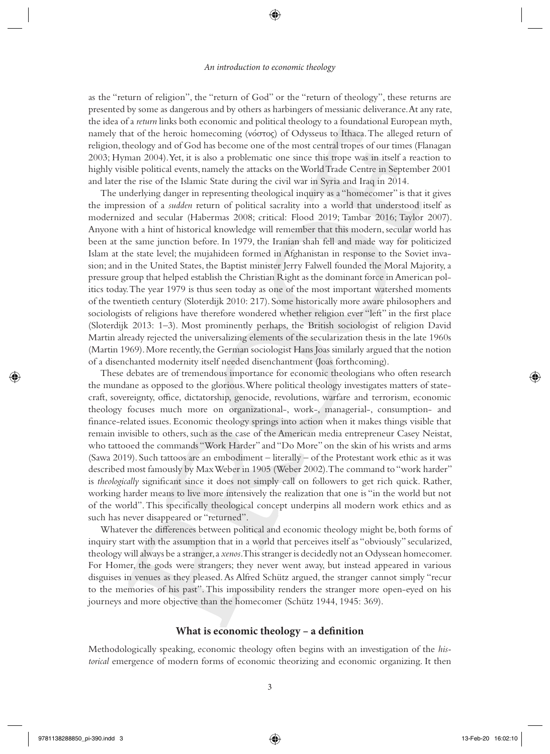as the "return of religion", the "return of God" or the "return of theology", these returns are presented by some as dangerous and by others as harbingers of messianic deliverance. At any rate, the idea of a *return* links both economic and political theology to a foundational European myth, namely that of the heroic homecoming (νόστος) of Odysseus to Ithaca. The alleged return of religion, theology and of God has become one of the most central tropes of our times (Flanagan 2003; Hyman 2004). Yet, it is also a problematic one since this trope was in itself a reaction to highly visible political events, namely the attacks on the World Trade Centre in September 2001 and later the rise of the Islamic State during the civil war in Syria and Iraq in 2014.

The underlying danger in representing theological inquiry as a "homecomer" is that it gives the impression of a *sudden* return of political sacrality into a world that understood itself as modernized and secular (Habermas 2008; critical: Flood 2019; Tambar 2016; Taylor 2007). Anyone with a hint of historical knowledge will remember that this modern, secular world has been at the same junction before. In 1979, the Iranian shah fell and made way for politicized Islam at the state level; the mujahideen formed in Afghanistan in response to the Soviet invasion; and in the United States, the Baptist minister Jerry Falwell founded the Moral Majority, a pressure group that helped establish the Christian Right as the dominant force in American politics today. The year 1979 is thus seen today as one of the most important watershed moments of the twentieth century (Sloterdijk 2010: 217). Some historically more aware philosophers and sociologists of religions have therefore wondered whether religion ever "left" in the first place (Sloterdijk 2013: 1–3). Most prominently perhaps, the British sociologist of religion David Martin already rejected the universalizing elements of the secularization thesis in the late 1960s (Martin 1969). More recently, the German sociologist Hans Joas similarly argued that the notion of a disenchanted modernity itself needed disenchantment (Joas forthcoming).

These debates are of tremendous importance for economic theologians who often research the mundane as opposed to the glorious. Where political theology investigates matters of statecraft, sovereignty, office, dictatorship, genocide, revolutions, warfare and terrorism, economic theology focuses much more on organizational-, work-, managerial-, consumption- and finance-related issues. Economic theology springs into action when it makes things visible that remain invisible to others, such as the case of the American media entrepreneur Casey Neistat, who tattooed the commands "Work Harder" and "Do More" on the skin of his wrists and arms (Sawa 2019). Such tattoos are an embodiment – literally – of the Protestant work ethic as it was described most famously by Max Weber in 1905 (Weber 2002). The command to "work harder" is *theologically* significant since it does not simply call on followers to get rich quick. Rather, working harder means to live more intensively the realization that one is "in the world but not of the world". This specifically theological concept underpins all modern work ethics and as such has never disappeared or "returned".

Whatever the differences between political and economic theology might be, both forms of inquiry start with the assumption that in a world that perceives itself as "obviously" secularized, theology will always be a stranger, a *xenos*. This stranger is decidedly not an Odyssean homecomer. For Homer, the gods were strangers; they never went away, but instead appeared in various disguises in venues as they pleased. As Alfred Schütz argued, the stranger cannot simply "recur to the memories of his past". This impossibility renders the stranger more open-eyed on his journeys and more objective than the homecomer (Schütz 1944, 1945: 369).

## What is economic theology – a definition

Methodologically speaking, economic theology often begins with an investigation of the *historical* emergence of modern forms of economic theorizing and economic organizing. It then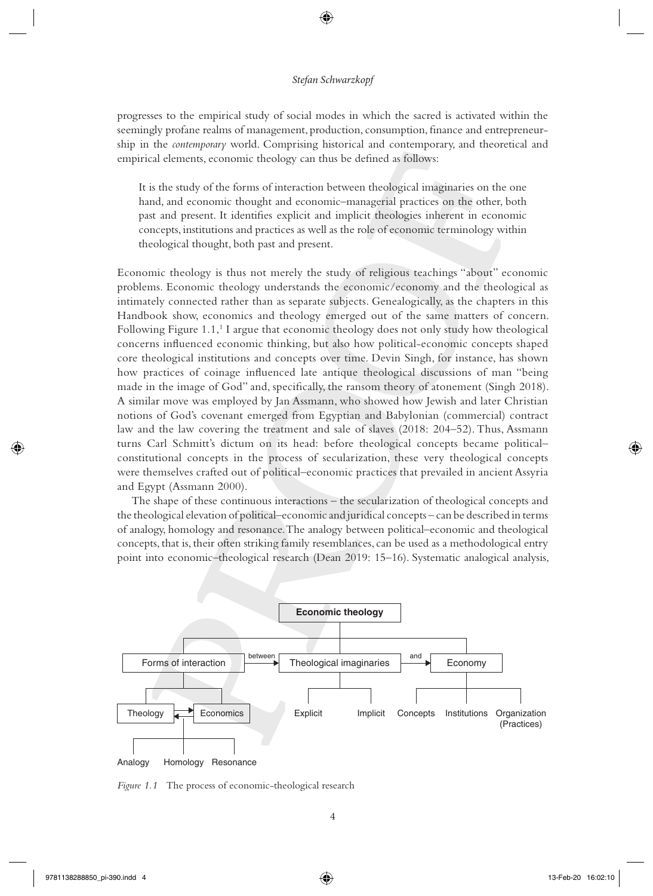progresses to the empirical study of social modes in which the sacred is activated within the seemingly profane realms of management, production, consumption, finance and entrepreneurship in the *contemporary* world. Comprising historical and contemporary, and theoretical and empirical elements, economic theology can thus be defined as follows:

> It is the study of the forms of interaction between theological imaginaries on the one hand, and economic thought and economic–managerial practices on the other, both past and present. It identifies explicit and implicit theologies inherent in economic concepts, institutions and practices as well as the role of economic terminology within theological thought, both past and present.

Economic theology is thus not merely the study of religious teachings "about" economic problems. Economic theology understands the economic/economy and the theological as intimately connected rather than as separate subjects. Genealogically, as the chapters in this Handbook show, economics and theology emerged out of the same matters of concern. Following Figure 1.1,[1] I argue that economic theology does not only study how theological concerns influenced economic thinking, but also how political-economic concepts shaped core theological institutions and concepts over time. Devin Singh, for instance, has shown how practices of coinage influenced late antique theological discussions of man "being made in the image of God" and, specifically, the ransom theory of atonement (Singh 2018). A similar move was employed by Jan Assmann, who showed how Jewish and later Christian notions of God's covenant emerged from Egyptian and Babylonian (commercial) contract law and the law covering the treatment and sale of slaves (2018: 204–52). Thus, Assmann turns Carl Schmitt's dictum on its head: before theological concepts became political–constitutional concepts in the process of secularization, these very theological concepts were themselves crafted out of political–economic practices that prevailed in ancient Assyria and Egypt (Assmann 2000).

The shape of these continuous interactions – the secularization of theological concepts and the theological elevation of political–economic and juridical concepts – can be described in terms of analogy, homology and resonance. The analogy between political–economic and theological concepts, that is, their often striking family resemblances, can be used as a methodological entry point into economic–theological research (Dean 2019: 15–16). Systematic analogical analysis,

Economic theology

Forms of interaction
between
Theological imaginaries
and
Economy

Theology
Economics

Explicit
Implicit

Concepts
Institutions
Organization (Practices)

Analogy
Homology
Resonance

*Figure 1.1* The process of economic-theological research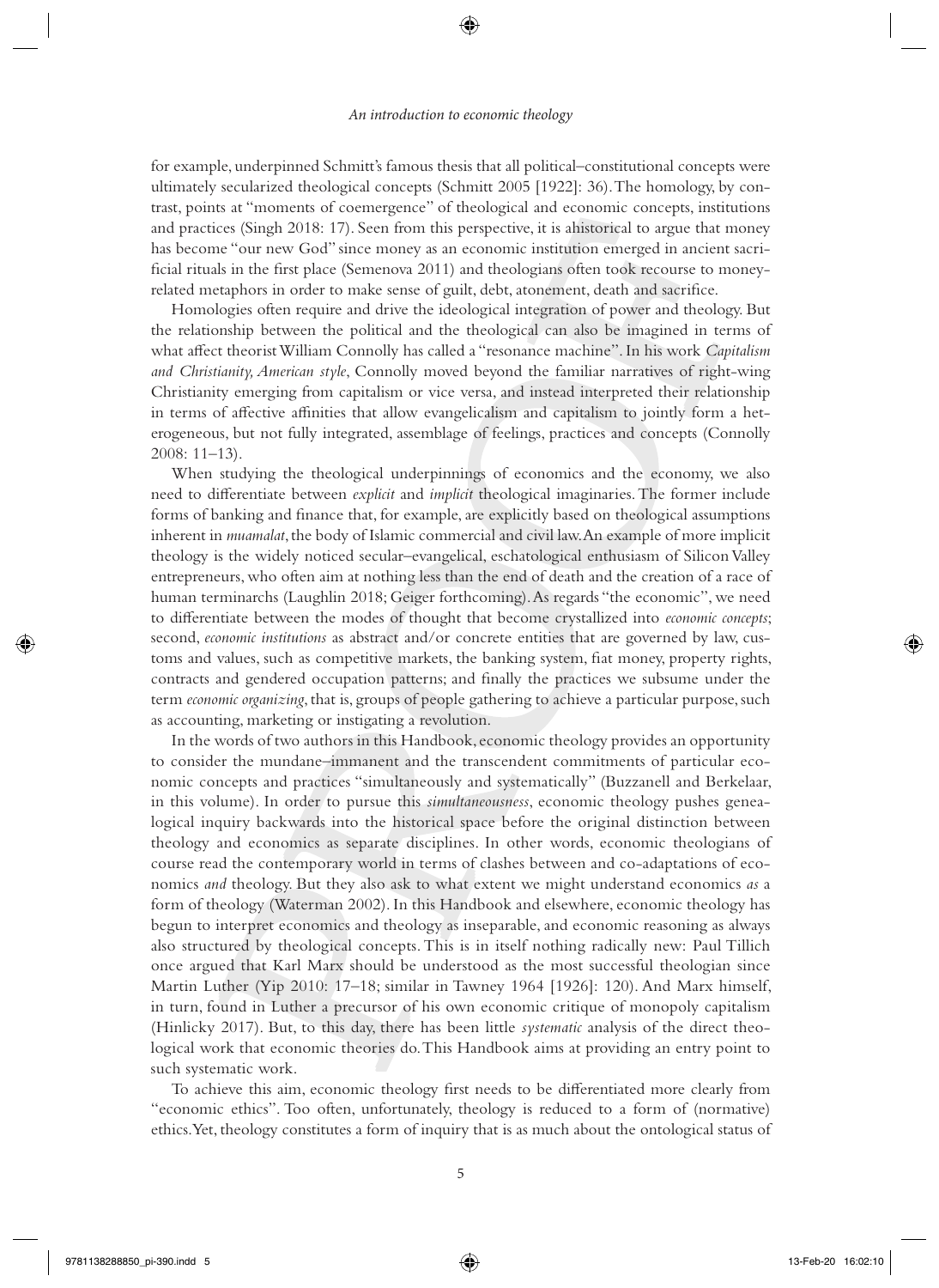for example, underpinned Schmitt's famous thesis that all political–constitutional concepts were ultimately secularized theological concepts (Schmitt 2005 [1922]: 36). The homology, by contrast, points at "moments of coemergence" of theological and economic concepts, institutions and practices (Singh 2018: 17). Seen from this perspective, it is ahistorical to argue that money has become "our new God" since money as an economic institution emerged in ancient sacrificial rituals in the first place (Semenova 2011) and theologians often took recourse to money-related metaphors in order to make sense of guilt, debt, atonement, death and sacrifice.

Homologies often require and drive the ideological integration of power and theology. But the relationship between the political and the theological can also be imagined in terms of what affect theorist William Connolly has called a "resonance machine". In his work *Capitalism and Christianity, American style*, Connolly moved beyond the familiar narratives of right-wing Christianity emerging from capitalism or vice versa, and instead interpreted their relationship in terms of affective affinities that allow evangelicalism and capitalism to jointly form a heterogeneous, but not fully integrated, assemblage of feelings, practices and concepts (Connolly 2008: 11–13).

When studying the theological underpinnings of economics and the economy, we also need to differentiate between *explicit* and *implicit* theological imaginaries. The former include forms of banking and finance that, for example, are explicitly based on theological assumptions inherent in *muamalat*, the body of Islamic commercial and civil law. An example of more implicit theology is the widely noticed secular–evangelical, eschatological enthusiasm of Silicon Valley entrepreneurs, who often aim at nothing less than the end of death and the creation of a race of human terminarchs (Laughlin 2018; Geiger forthcoming). As regards "the economic", we need to differentiate between the modes of thought that become crystallized into *economic concepts*; second, *economic institutions* as abstract and/or concrete entities that are governed by law, customs and values, such as competitive markets, the banking system, fiat money, property rights, contracts and gendered occupation patterns; and finally the practices we subsume under the term *economic organizing*, that is, groups of people gathering to achieve a particular purpose, such as accounting, marketing or instigating a revolution.

In the words of two authors in this Handbook, economic theology provides an opportunity to consider the mundane–immanent and the transcendent commitments of particular economic concepts and practices "simultaneously and systematically" (Buzzanell and Berkelaar, in this volume). In order to pursue this *simultaneousness*, economic theology pushes genealogical inquiry backwards into the historical space before the original distinction between theology and economics as separate disciplines. In other words, economic theologians of course read the contemporary world in terms of clashes between and co-adaptations of economics *and* theology. But they also ask to what extent we might understand economics *as* a form of theology (Waterman 2002). In this Handbook and elsewhere, economic theology has begun to interpret economics and theology as inseparable, and economic reasoning as always also structured by theological concepts. This is in itself nothing radically new: Paul Tillich once argued that Karl Marx should be understood as the most successful theologian since Martin Luther (Yip 2010: 17–18; similar in Tawney 1964 [1926]: 120). And Marx himself, in turn, found in Luther a precursor of his own economic critique of monopoly capitalism (Hinlicky 2017). But, to this day, there has been little *systematic* analysis of the direct theological work that economic theories do. This Handbook aims at providing an entry point to such systematic work.

To achieve this aim, economic theology first needs to be differentiated more clearly from "economic ethics". Too often, unfortunately, theology is reduced to a form of (normative) ethics. Yet, theology constitutes a form of inquiry that is as much about the ontological status of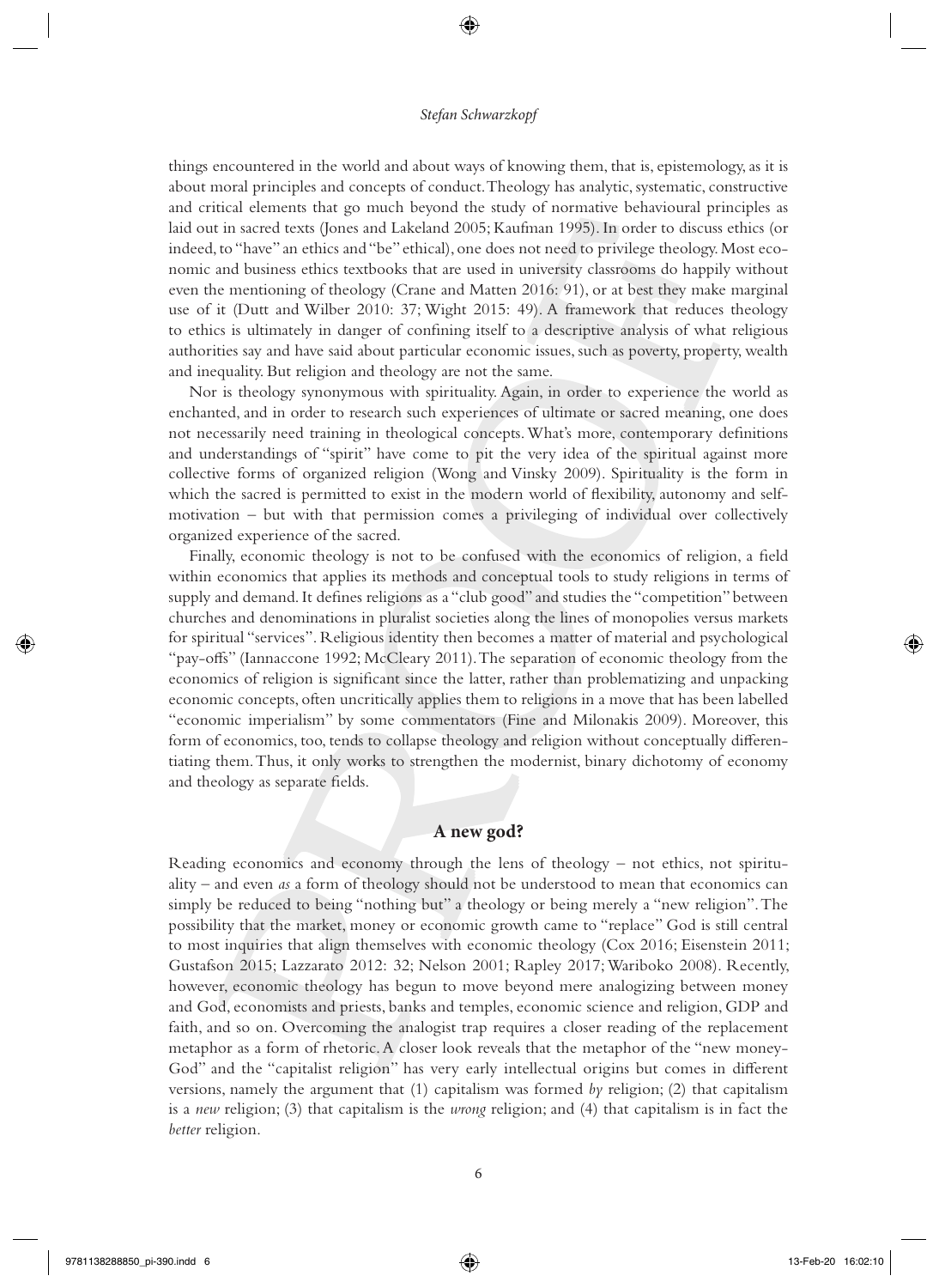things encountered in the world and about ways of knowing them, that is, epistemology, as it is about moral principles and concepts of conduct. Theology has analytic, systematic, constructive and critical elements that go much beyond the study of normative behavioural principles as laid out in sacred texts (Jones and Lakeland 2005; Kaufman 1995). In order to discuss ethics (or indeed, to "have" an ethics and "be" ethical), one does not need to privilege theology. Most economic and business ethics textbooks that are used in university classrooms do happily without even the mentioning of theology (Crane and Matten 2016: 91), or at best they make marginal use of it (Dutt and Wilber 2010: 37; Wight 2015: 49). A framework that reduces theology to ethics is ultimately in danger of confining itself to a descriptive analysis of what religious authorities say and have said about particular economic issues, such as poverty, property, wealth and inequality. But religion and theology are not the same.

Nor is theology synonymous with spirituality. Again, in order to experience the world as enchanted, and in order to research such experiences of ultimate or sacred meaning, one does not necessarily need training in theological concepts. What's more, contemporary definitions and understandings of "spirit" have come to pit the very idea of the spiritual against more collective forms of organized religion (Wong and Vinsky 2009). Spirituality is the form in which the sacred is permitted to exist in the modern world of flexibility, autonomy and self-motivation – but with that permission comes a privileging of individual over collectively organized experience of the sacred.

Finally, economic theology is not to be confused with the economics of religion, a field within economics that applies its methods and conceptual tools to study religions in terms of supply and demand. It defines religions as a "club good" and studies the "competition" between churches and denominations in pluralist societies along the lines of monopolies versus markets for spiritual "services". Religious identity then becomes a matter of material and psychological "pay-offs" (Iannaccone 1992; McCleary 2011). The separation of economic theology from the economics of religion is significant since the latter, rather than problematizing and unpacking economic concepts, often uncritically applies them to religions in a move that has been labelled "economic imperialism" by some commentators (Fine and Milonakis 2009). Moreover, this form of economics, too, tends to collapse theology and religion without conceptually differentiating them. Thus, it only works to strengthen the modernist, binary dichotomy of economy and theology as separate fields.

## A new god?

Reading economics and economy through the lens of theology – not ethics, not spirituality – and even *as* a form of theology should not be understood to mean that economics can simply be reduced to being "nothing but" a theology or being merely a "new religion". The possibility that the market, money or economic growth came to "replace" God is still central to most inquiries that align themselves with economic theology (Cox 2016; Eisenstein 2011; Gustafson 2015; Lazzarato 2012: 32; Nelson 2001; Rapley 2017; Wariboko 2008). Recently, however, economic theology has begun to move beyond mere analogizing between money and God, economists and priests, banks and temples, economic science and religion, GDP and faith, and so on. Overcoming the analogist trap requires a closer reading of the replacement metaphor as a form of rhetoric. A closer look reveals that the metaphor of the "new money-God" and the "capitalist religion" has very early intellectual origins but comes in different versions, namely the argument that (1) capitalism was formed *by* religion; (2) that capitalism is a *new* religion; (3) that capitalism is the *wrong* religion; and (4) that capitalism is in fact the *better* religion.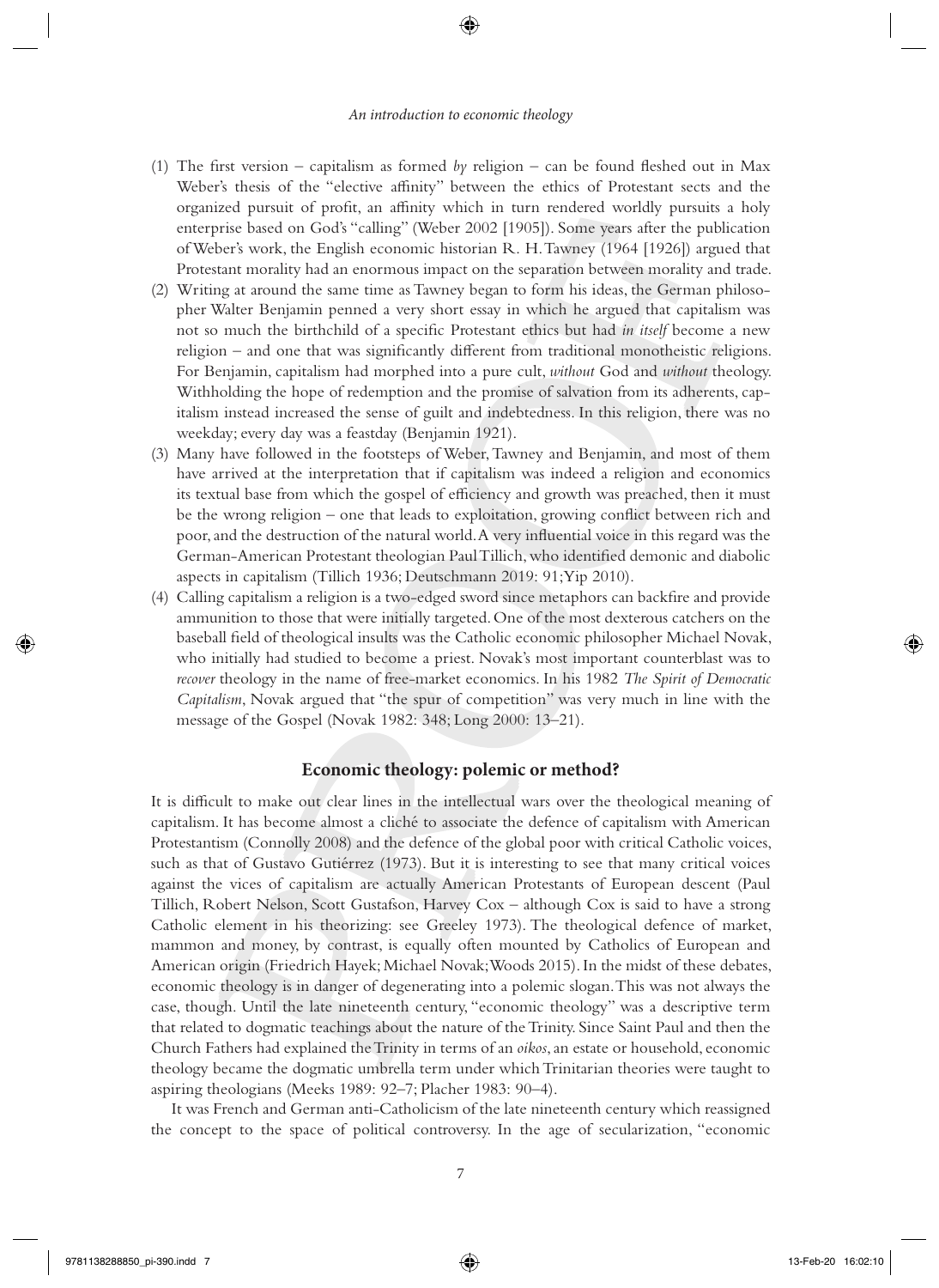(1) The first version – capitalism as formed *by* religion – can be found fleshed out in Max Weber's thesis of the "elective affinity" between the ethics of Protestant sects and the organized pursuit of profit, an affinity which in turn rendered worldly pursuits a holy enterprise based on God's "calling" (Weber 2002 [1905]). Some years after the publication of Weber's work, the English economic historian R. H. Tawney (1964 [1926]) argued that Protestant morality had an enormous impact on the separation between morality and trade.

(2) Writing at around the same time as Tawney began to form his ideas, the German philosopher Walter Benjamin penned a very short essay in which he argued that capitalism was not so much the birthchild of a specific Protestant ethics but had *in itself* become a new religion – and one that was significantly different from traditional monotheistic religions. For Benjamin, capitalism had morphed into a pure cult, *without* God and *without* theology. Withholding the hope of redemption and the promise of salvation from its adherents, capitalism instead increased the sense of guilt and indebtedness. In this religion, there was no weekday; every day was a feastday (Benjamin 1921).

(3) Many have followed in the footsteps of Weber, Tawney and Benjamin, and most of them have arrived at the interpretation that if capitalism was indeed a religion and economics its textual base from which the gospel of efficiency and growth was preached, then it must be the wrong religion – one that leads to exploitation, growing conflict between rich and poor, and the destruction of the natural world. A very influential voice in this regard was the German-American Protestant theologian Paul Tillich, who identified demonic and diabolic aspects in capitalism (Tillich 1936; Deutschmann 2019: 91; Yip 2010).

(4) Calling capitalism a religion is a two-edged sword since metaphors can backfire and provide ammunition to those that were initially targeted. One of the most dexterous catchers on the baseball field of theological insults was the Catholic economic philosopher Michael Novak, who initially had studied to become a priest. Novak's most important counterblast was to *recover* theology in the name of free-market economics. In his 1982 *The Spirit of Democratic Capitalism*, Novak argued that "the spur of competition" was very much in line with the message of the Gospel (Novak 1982: 348; Long 2000: 13–21).

## Economic theology: polemic or method?

It is difficult to make out clear lines in the intellectual wars over the theological meaning of capitalism. It has become almost a cliché to associate the defence of capitalism with American Protestantism (Connolly 2008) and the defence of the global poor with critical Catholic voices, such as that of Gustavo Gutiérrez (1973). But it is interesting to see that many critical voices against the vices of capitalism are actually American Protestants of European descent (Paul Tillich, Robert Nelson, Scott Gustafson, Harvey Cox – although Cox is said to have a strong Catholic element in his theorizing: see Greeley 1973). The theological defence of market, mammon and money, by contrast, is equally often mounted by Catholics of European and American origin (Friedrich Hayek; Michael Novak; Woods 2015). In the midst of these debates, economic theology is in danger of degenerating into a polemic slogan. This was not always the case, though. Until the late nineteenth century, "economic theology" was a descriptive term that related to dogmatic teachings about the nature of the Trinity. Since Saint Paul and then the Church Fathers had explained the Trinity in terms of an *oikos*, an estate or household, economic theology became the dogmatic umbrella term under which Trinitarian theories were taught to aspiring theologians (Meeks 1989: 92–7; Placher 1983: 90–4).

It was French and German anti-Catholicism of the late nineteenth century which reassigned the concept to the space of political controversy. In the age of secularization, "economic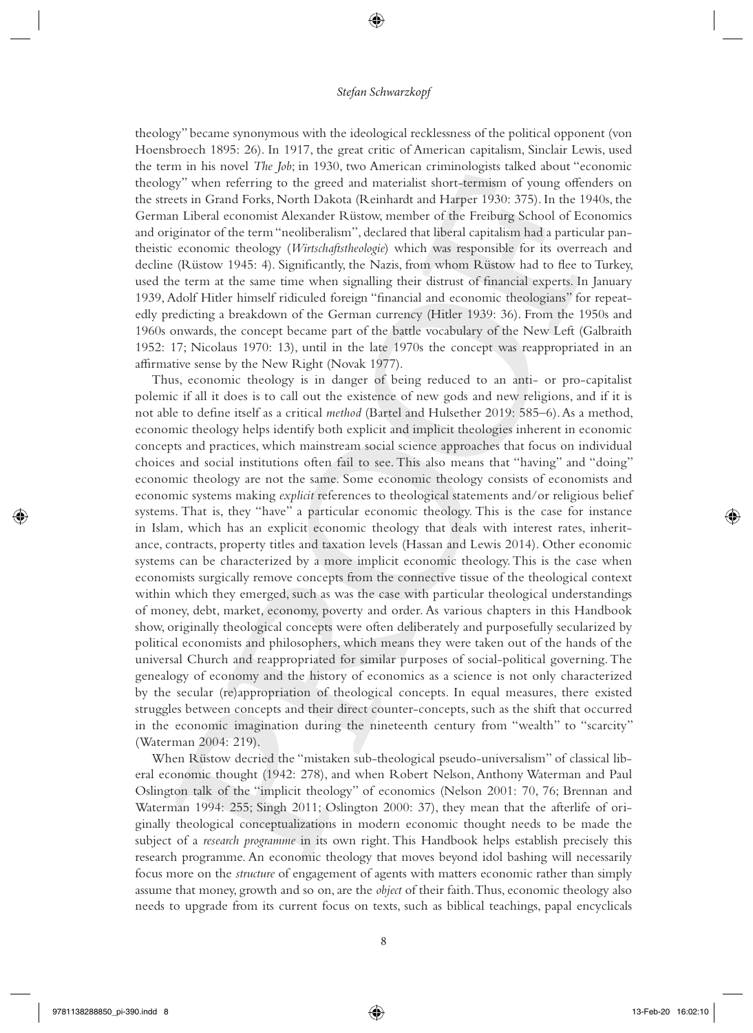theology" became synonymous with the ideological recklessness of the political opponent (von Hoensbroech 1895: 26). In 1917, the great critic of American capitalism, Sinclair Lewis, used the term in his novel *The Job*; in 1930, two American criminologists talked about "economic theology" when referring to the greed and materialist short-termism of young offenders on the streets in Grand Forks, North Dakota (Reinhardt and Harper 1930: 375). In the 1940s, the German Liberal economist Alexander Rüstow, member of the Freiburg School of Economics and originator of the term "neoliberalism", declared that liberal capitalism had a particular pantheistic economic theology (*Wirtschaftstheologie*) which was responsible for its overreach and decline (Rüstow 1945: 4). Significantly, the Nazis, from whom Rüstow had to flee to Turkey, used the term at the same time when signalling their distrust of financial experts. In January 1939, Adolf Hitler himself ridiculed foreign "financial and economic theologians" for repeatedly predicting a breakdown of the German currency (Hitler 1939: 36). From the 1950s and 1960s onwards, the concept became part of the battle vocabulary of the New Left (Galbraith 1952: 17; Nicolaus 1970: 13), until in the late 1970s the concept was reappropriated in an affirmative sense by the New Right (Novak 1977).

Thus, economic theology is in danger of being reduced to an anti- or pro-capitalist polemic if all it does is to call out the existence of new gods and new religions, and if it is not able to define itself as a critical *method* (Bartel and Hulsether 2019: 585–6). As a method, economic theology helps identify both explicit and implicit theologies inherent in economic concepts and practices, which mainstream social science approaches that focus on individual choices and social institutions often fail to see. This also means that "having" and "doing" economic theology are not the same. Some economic theology consists of economists and economic systems making *explicit* references to theological statements and/or religious belief systems. That is, they "have" a particular economic theology. This is the case for instance in Islam, which has an explicit economic theology that deals with interest rates, inheritance, contracts, property titles and taxation levels (Hassan and Lewis 2014). Other economic systems can be characterized by a more implicit economic theology. This is the case when economists surgically remove concepts from the connective tissue of the theological context within which they emerged, such as was the case with particular theological understandings of money, debt, market, economy, poverty and order. As various chapters in this Handbook show, originally theological concepts were often deliberately and purposefully secularized by political economists and philosophers, which means they were taken out of the hands of the universal Church and reappropriated for similar purposes of social-political governing. The genealogy of economy and the history of economics as a science is not only characterized by the secular (re)appropriation of theological concepts. In equal measures, there existed struggles between concepts and their direct counter-concepts, such as the shift that occurred in the economic imagination during the nineteenth century from "wealth" to "scarcity" (Waterman 2004: 219).

When Rüstow decried the "mistaken sub-theological pseudo-universalism" of classical liberal economic thought (1942: 278), and when Robert Nelson, Anthony Waterman and Paul Oslington talk of the "implicit theology" of economics (Nelson 2001: 70, 76; Brennan and Waterman 1994: 255; Singh 2011; Oslington 2000: 37), they mean that the afterlife of originally theological conceptualizations in modern economic thought needs to be made the subject of a *research programme* in its own right. This Handbook helps establish precisely this research programme. An economic theology that moves beyond idol bashing will necessarily focus more on the *structure* of engagement of agents with matters economic rather than simply assume that money, growth and so on, are the *object* of their faith. Thus, economic theology also needs to upgrade from its current focus on texts, such as biblical teachings, papal encyclicals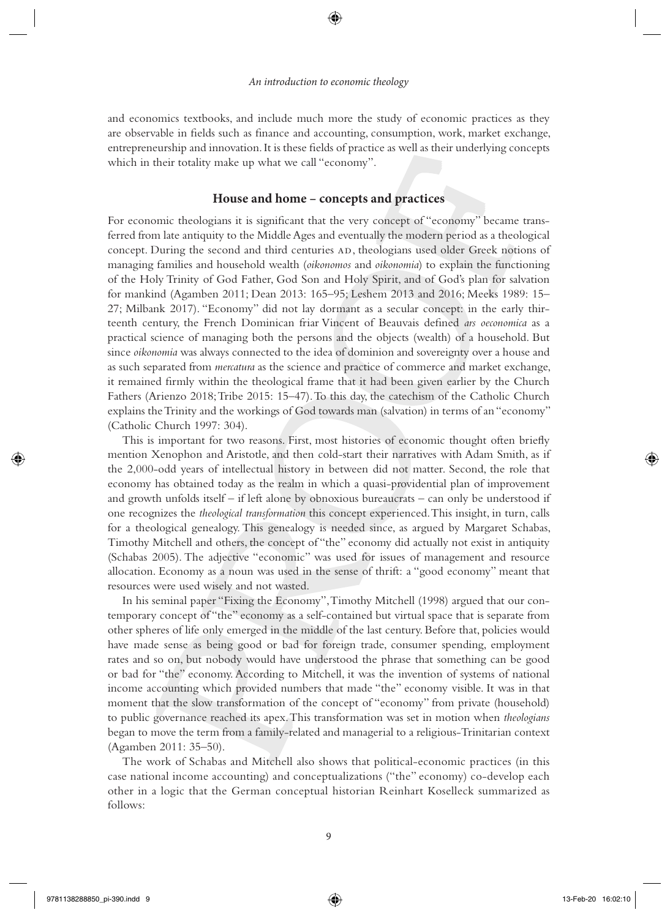and economics textbooks, and include much more the study of economic practices as they are observable in fields such as finance and accounting, consumption, work, market exchange, entrepreneurship and innovation. It is these fields of practice as well as their underlying concepts which in their totality make up what we call "economy".

## House and home – concepts and practices

For economic theologians it is significant that the very concept of "economy" became transferred from late antiquity to the Middle Ages and eventually the modern period as a theological concept. During the second and third centuries AD, theologians used older Greek notions of managing families and household wealth (*oikonomos* and *oikonomia*) to explain the functioning of the Holy Trinity of God Father, God Son and Holy Spirit, and of God's plan for salvation for mankind (Agamben 2011; Dean 2013: 165–95; Leshem 2013 and 2016; Meeks 1989: 15–27; Milbank 2017). "Economy" did not lay dormant as a secular concept: in the early thirteenth century, the French Dominican friar Vincent of Beauvais defined *ars oeconomica* as a practical science of managing both the persons and the objects (wealth) of a household. But since *oikonomia* was always connected to the idea of dominion and sovereignty over a house and as such separated from *mercatura* as the science and practice of commerce and market exchange, it remained firmly within the theological frame that it had been given earlier by the Church Fathers (Arienzo 2018; Tribe 2015: 15–47). To this day, the catechism of the Catholic Church explains the Trinity and the workings of God towards man (salvation) in terms of an "economy" (Catholic Church 1997: 304).

This is important for two reasons. First, most histories of economic thought often briefly mention Xenophon and Aristotle, and then cold-start their narratives with Adam Smith, as if the 2,000-odd years of intellectual history in between did not matter. Second, the role that economy has obtained today as the realm in which a quasi-providential plan of improvement and growth unfolds itself – if left alone by obnoxious bureaucrats – can only be understood if one recognizes the *theological transformation* this concept experienced. This insight, in turn, calls for a theological genealogy. This genealogy is needed since, as argued by Margaret Schabas, Timothy Mitchell and others, the concept of "the" economy did actually not exist in antiquity (Schabas 2005). The adjective "economic" was used for issues of management and resource allocation. Economy as a noun was used in the sense of thrift: a "good economy" meant that resources were used wisely and not wasted.

In his seminal paper "Fixing the Economy", Timothy Mitchell (1998) argued that our contemporary concept of "the" economy as a self-contained but virtual space that is separate from other spheres of life only emerged in the middle of the last century. Before that, policies would have made sense as being good or bad for foreign trade, consumer spending, employment rates and so on, but nobody would have understood the phrase that something can be good or bad for "the" economy. According to Mitchell, it was the invention of systems of national income accounting which provided numbers that made "the" economy visible. It was in that moment that the slow transformation of the concept of "economy" from private (household) to public governance reached its apex. This transformation was set in motion when *theologians* began to move the term from a family-related and managerial to a religious-Trinitarian context (Agamben 2011: 35–50).

The work of Schabas and Mitchell also shows that political-economic practices (in this case national income accounting) and conceptualizations ("the" economy) co-develop each other in a logic that the German conceptual historian Reinhart Koselleck summarized as follows: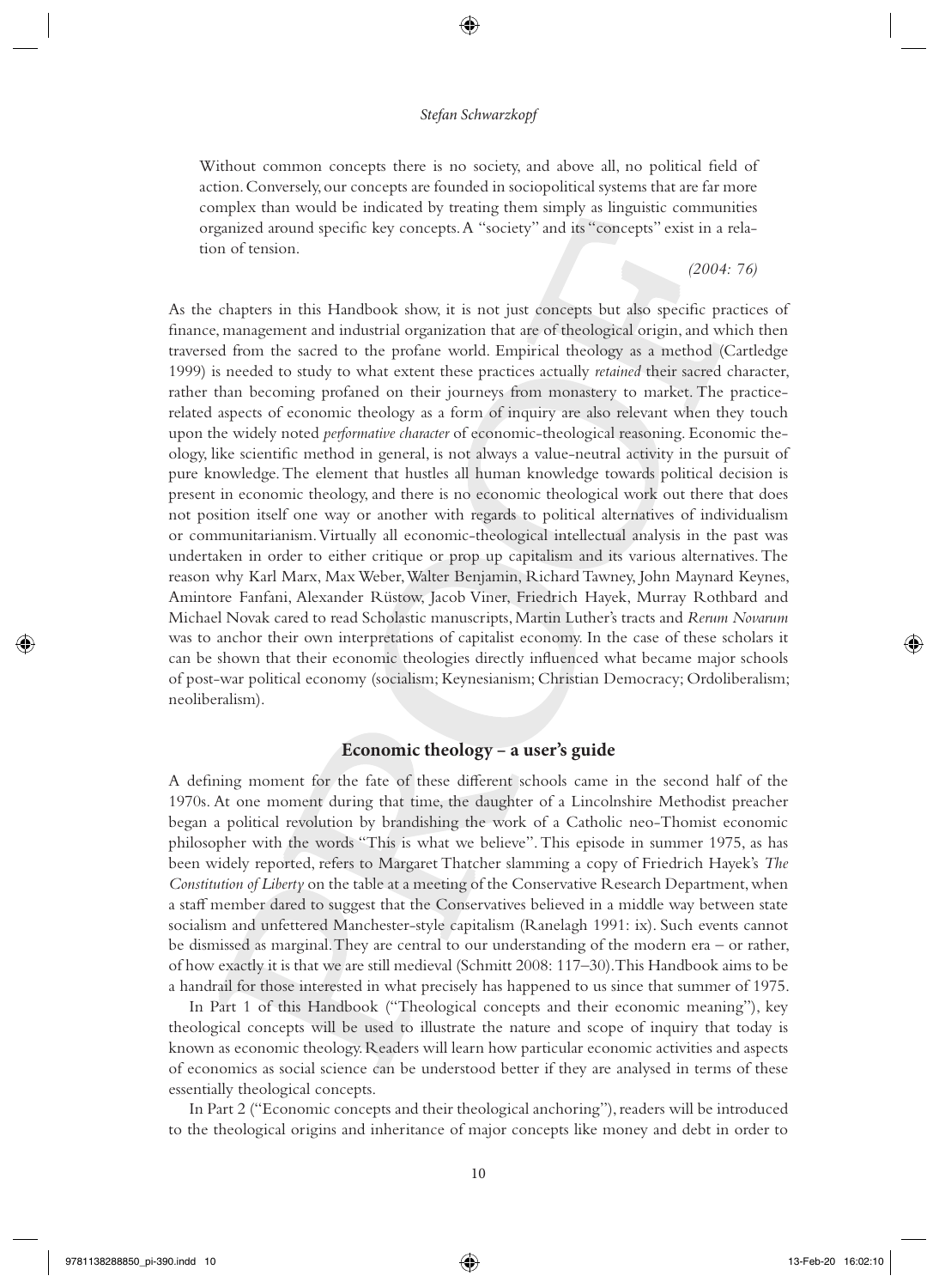> Without common concepts there is no society, and above all, no political field of action. Conversely, our concepts are founded in sociopolitical systems that are far more complex than would be indicated by treating them simply as linguistic communities organized around specific key concepts. A "society" and its "concepts" exist in a relation of tension.
>
> *(2004: 76)*

As the chapters in this Handbook show, it is not just concepts but also specific practices of finance, management and industrial organization that are of theological origin, and which then traversed from the sacred to the profane world. Empirical theology as a method (Cartledge 1999) is needed to study to what extent these practices actually *retained* their sacred character, rather than becoming profaned on their journeys from monastery to market. The practice-related aspects of economic theology as a form of inquiry are also relevant when they touch upon the widely noted *performative character* of economic-theological reasoning. Economic theology, like scientific method in general, is not always a value-neutral activity in the pursuit of pure knowledge. The element that hustles all human knowledge towards political decision is present in economic theology, and there is no economic theological work out there that does not position itself one way or another with regards to political alternatives of individualism or communitarianism. Virtually all economic-theological intellectual analysis in the past was undertaken in order to either critique or prop up capitalism and its various alternatives. The reason why Karl Marx, Max Weber, Walter Benjamin, Richard Tawney, John Maynard Keynes, Amintore Fanfani, Alexander Rüstow, Jacob Viner, Friedrich Hayek, Murray Rothbard and Michael Novak cared to read Scholastic manuscripts, Martin Luther's tracts and *Rerum Novarum* was to anchor their own interpretations of capitalist economy. In the case of these scholars it can be shown that their economic theologies directly influenced what became major schools of post-war political economy (socialism; Keynesianism; Christian Democracy; Ordoliberalism; neoliberalism).

## Economic theology – a user's guide

A defining moment for the fate of these different schools came in the second half of the 1970s. At one moment during that time, the daughter of a Lincolnshire Methodist preacher began a political revolution by brandishing the work of a Catholic neo-Thomist economic philosopher with the words "This is what we believe". This episode in summer 1975, as has been widely reported, refers to Margaret Thatcher slamming a copy of Friedrich Hayek's *The Constitution of Liberty* on the table at a meeting of the Conservative Research Department, when a staff member dared to suggest that the Conservatives believed in a middle way between state socialism and unfettered Manchester-style capitalism (Ranelagh 1991: ix). Such events cannot be dismissed as marginal. They are central to our understanding of the modern era – or rather, of how exactly it is that we are still medieval (Schmitt 2008: 117–30). This Handbook aims to be a handrail for those interested in what precisely has happened to us since that summer of 1975.

In Part 1 of this Handbook ("Theological concepts and their economic meaning"), key theological concepts will be used to illustrate the nature and scope of inquiry that today is known as economic theology. Readers will learn how particular economic activities and aspects of economics as social science can be understood better if they are analysed in terms of these essentially theological concepts.

In Part 2 ("Economic concepts and their theological anchoring"), readers will be introduced to the theological origins and inheritance of major concepts like money and debt in order to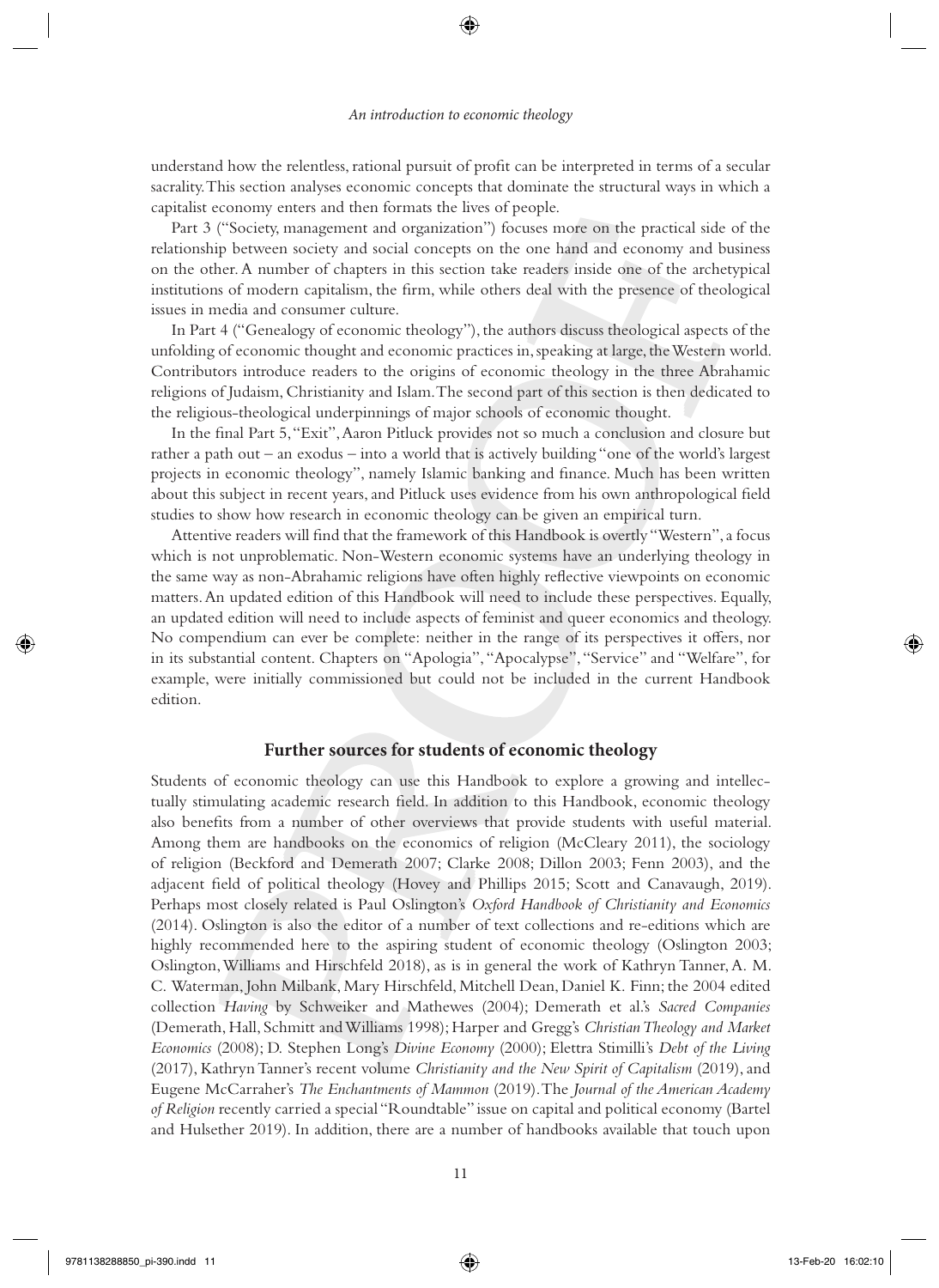understand how the relentless, rational pursuit of profit can be interpreted in terms of a secular sacrality. This section analyses economic concepts that dominate the structural ways in which a capitalist economy enters and then formats the lives of people.

Part 3 ("Society, management and organization") focuses more on the practical side of the relationship between society and social concepts on the one hand and economy and business on the other. A number of chapters in this section take readers inside one of the archetypical institutions of modern capitalism, the firm, while others deal with the presence of theological issues in media and consumer culture.

In Part 4 ("Genealogy of economic theology"), the authors discuss theological aspects of the unfolding of economic thought and economic practices in, speaking at large, the Western world. Contributors introduce readers to the origins of economic theology in the three Abrahamic religions of Judaism, Christianity and Islam. The second part of this section is then dedicated to the religious-theological underpinnings of major schools of economic thought.

In the final Part 5, "Exit", Aaron Pitluck provides not so much a conclusion and closure but rather a path out – an exodus – into a world that is actively building "one of the world's largest projects in economic theology", namely Islamic banking and finance. Much has been written about this subject in recent years, and Pitluck uses evidence from his own anthropological field studies to show how research in economic theology can be given an empirical turn.

Attentive readers will find that the framework of this Handbook is overtly "Western", a focus which is not unproblematic. Non-Western economic systems have an underlying theology in the same way as non-Abrahamic religions have often highly reflective viewpoints on economic matters. An updated edition of this Handbook will need to include these perspectives. Equally, an updated edition will need to include aspects of feminist and queer economics and theology. No compendium can ever be complete: neither in the range of its perspectives it offers, nor in its substantial content. Chapters on "Apologia", "Apocalypse", "Service" and "Welfare", for example, were initially commissioned but could not be included in the current Handbook edition.

## Further sources for students of economic theology

Students of economic theology can use this Handbook to explore a growing and intellectually stimulating academic research field. In addition to this Handbook, economic theology also benefits from a number of other overviews that provide students with useful material. Among them are handbooks on the economics of religion (McCleary 2011), the sociology of religion (Beckford and Demerath 2007; Clarke 2008; Dillon 2003; Fenn 2003), and the adjacent field of political theology (Hovey and Phillips 2015; Scott and Canavaugh, 2019). Perhaps most closely related is Paul Oslington's *Oxford Handbook of Christianity and Economics* (2014). Oslington is also the editor of a number of text collections and re-editions which are highly recommended here to the aspiring student of economic theology (Oslington 2003; Oslington, Williams and Hirschfeld 2018), as is in general the work of Kathryn Tanner, A. M. C. Waterman, John Milbank, Mary Hirschfeld, Mitchell Dean, Daniel K. Finn; the 2004 edited collection *Having* by Schweiker and Mathewes (2004); Demerath et al.'s *Sacred Companies* (Demerath, Hall, Schmitt and Williams 1998); Harper and Gregg's *Christian Theology and Market Economics* (2008); D. Stephen Long's *Divine Economy* (2000); Elettra Stimilli's *Debt of the Living* (2017), Kathryn Tanner's recent volume *Christianity and the New Spirit of Capitalism* (2019), and Eugene McCarraher's *The Enchantments of Mammon* (2019). The *Journal of the American Academy of Religion* recently carried a special "Roundtable" issue on capital and political economy (Bartel and Hulsether 2019). In addition, there are a number of handbooks available that touch upon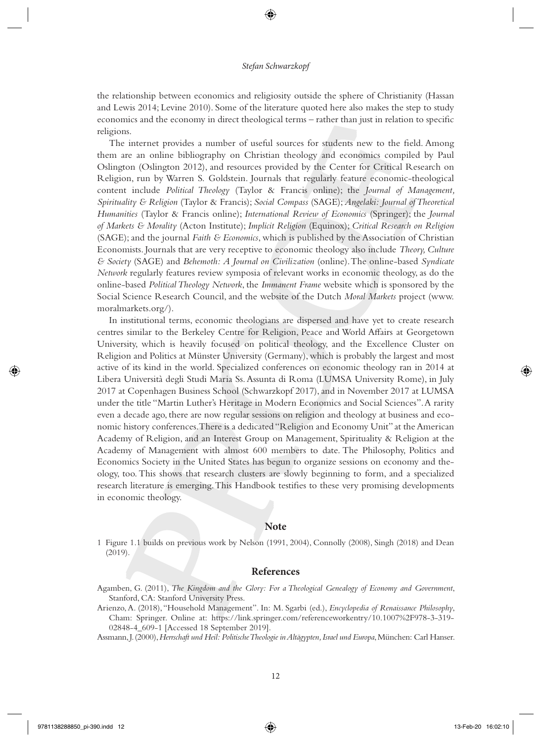the relationship between economics and religiosity outside the sphere of Christianity (Hassan and Lewis 2014; Levine 2010). Some of the literature quoted here also makes the step to study economics and the economy in direct theological terms – rather than just in relation to specific religions.

The internet provides a number of useful sources for students new to the field. Among them are an online bibliography on Christian theology and economics compiled by Paul Oslington (Oslington 2012), and resources provided by the Center for Critical Research on Religion, run by Warren S. Goldstein. Journals that regularly feature economic-theological content include *Political Theology* (Taylor & Francis online); the *Journal of Management, Spirituality & Religion* (Taylor & Francis); *Social Compass* (SAGE); *Angelaki: Journal of Theoretical Humanities* (Taylor & Francis online); *International Review of Economics* (Springer); the *Journal of Markets & Morality* (Acton Institute); *Implicit Religion* (Equinox); *Critical Research on Religion* (SAGE); and the journal *Faith & Economics*, which is published by the Association of Christian Economists. Journals that are very receptive to economic theology also include *Theory, Culture & Society* (SAGE) and *Behemoth: A Journal on Civilization* (online). The online-based *Syndicate Network* regularly features review symposia of relevant works in economic theology, as do the online-based *Political Theology Network*, the *Immanent Frame* website which is sponsored by the Social Science Research Council, and the website of the Dutch *Moral Markets* project (www.moralmarkets.org/).

In institutional terms, economic theologians are dispersed and have yet to create research centres similar to the Berkeley Centre for Religion, Peace and World Affairs at Georgetown University, which is heavily focused on political theology, and the Excellence Cluster on Religion and Politics at Münster University (Germany), which is probably the largest and most active of its kind in the world. Specialized conferences on economic theology ran in 2014 at Libera Università degli Studi Maria Ss. Assunta di Roma (LUMSA University Rome), in July 2017 at Copenhagen Business School (Schwarzkopf 2017), and in November 2017 at LUMSA under the title "Martin Luther's Heritage in Modern Economics and Social Sciences". A rarity even a decade ago, there are now regular sessions on religion and theology at business and economic history conferences. There is a dedicated "Religion and Economy Unit" at the American Academy of Religion, and an Interest Group on Management, Spirituality & Religion at the Academy of Management with almost 600 members to date. The Philosophy, Politics and Economics Society in the United States has begun to organize sessions on economy and theology, too. This shows that research clusters are slowly beginning to form, and a specialized research literature is emerging. This Handbook testifies to these very promising developments in economic theology.

## Note

1 Figure 1.1 builds on previous work by Nelson (1991, 2004), Connolly (2008), Singh (2018) and Dean (2019).

## References

Agamben, G. (2011), *The Kingdom and the Glory: For a Theological Genealogy of Economy and Government*, Stanford, CA: Stanford University Press.

Arienzo, A. (2018), "Household Management". In: M. Sgarbi (ed.), *Encyclopedia of Renaissance Philosophy*, Cham: Springer. Online at: https://link.springer.com/referenceworkentry/10.1007%2F978-3-319-02848-4_609-1 [Accessed 18 September 2019].

Assmann, J. (2000), *Herrschaft und Heil: Politische Theologie in Altägypten, Israel und Europa*, München: Carl Hanser.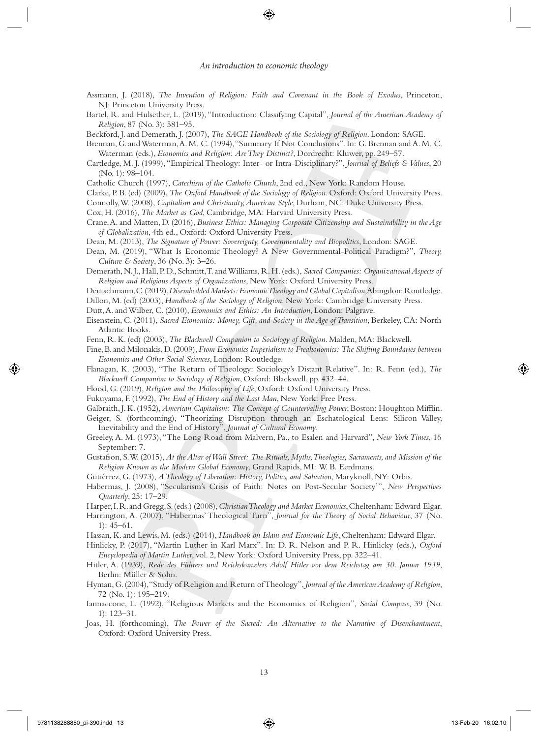Assmann, J. (2018), *The Invention of Religion: Faith and Covenant in the Book of Exodus*, Princeton, NJ: Princeton University Press.

Bartel, R. and Hulsether, L. (2019), "Introduction: Classifying Capital", *Journal of the American Academy of Religion*, 87 (No. 3): 581–95.

Beckford, J. and Demerath, J. (2007), *The SAGE Handbook of the Sociology of Religion*. London: SAGE.

Brennan, G. and Waterman, A. M. C. (1994), "Summary If Not Conclusions". In: G. Brennan and A. M. C. Waterman (eds.), *Economics and Religion: Are They Distinct?*, Dordrecht: Kluwer, pp. 249–57.

Cartledge, M. J. (1999), "Empirical Theology: Inter- or Intra-Disciplinary?", *Journal of Beliefs & Values*, 20 (No. 1): 98–104.

Catholic Church (1997), *Catechism of the Catholic Church*, 2nd ed., New York: Random House.

Clarke, P. B. (ed) (2009), *The Oxford Handbook of the Sociology of Religion*. Oxford: Oxford University Press.

Connolly, W. (2008), *Capitalism and Christianity, American Style*, Durham, NC: Duke University Press.

Cox, H. (2016), *The Market as God*, Cambridge, MA: Harvard University Press.

Crane, A. and Matten, D. (2016), *Business Ethics: Managing Corporate Citizenship and Sustainability in the Age of Globalization*, 4th ed., Oxford: Oxford University Press.

Dean, M. (2013), *The Signature of Power: Sovereignty, Governmentality and Biopolitics*, London: SAGE.

Dean, M. (2019), "What Is Economic Theology? A New Governmental-Political Paradigm?", *Theory, Culture & Society*, 36 (No. 3): 3–26.

Demerath, N. J., Hall, P. D., Schmitt, T. and Williams, R. H. (eds.), *Sacred Companies: Organizational Aspects of Religion and Religious Aspects of Organizations*, New York: Oxford University Press.

Deutschmann, C. (2019), *Disembedded Markets: Economic Theology and Global Capitalism*, Abingdon: Routledge.

Dillon, M. (ed) (2003), *Handbook of the Sociology of Religion*. New York: Cambridge University Press.

Dutt, A. and Wilber, C. (2010), *Economics and Ethics: An Introduction*, London: Palgrave.

Eisenstein, C. (2011), *Sacred Economics: Money, Gift, and Society in the Age of Transition*, Berkeley, CA: North Atlantic Books.

Fenn, R. K. (ed) (2003), *The Blackwell Companion to Sociology of Religion*. Malden, MA: Blackwell.

Fine, B. and Milonakis, D. (2009), *From Economics Imperialism to Freakonomics: The Shifting Boundaries between Economics and Other Social Sciences*, London: Routledge.

Flanagan, K. (2003), "The Return of Theology: Sociology's Distant Relative". In: R. Fenn (ed.), *The Blackwell Companion to Sociology of Religion*, Oxford: Blackwell, pp. 432–44.

Flood, G. (2019), *Religion and the Philosophy of Life*, Oxford: Oxford University Press.

Fukuyama, F. (1992), *The End of History and the Last Man*, New York: Free Press.

Galbraith, J. K. (1952), *American Capitalism: The Concept of Countervailing Power*, Boston: Houghton Mifflin.

Geiger, S. (forthcoming), "Theorizing Disruption through an Eschatological Lens: Silicon Valley, Inevitability and the End of History", *Journal of Cultural Economy*.

Greeley, A. M. (1973), "The Long Road from Malvern, Pa., to Esalen and Harvard", *New York Times*, 16 September: 7.

Gustafson, S. W. (2015), *At the Altar of Wall Street: The Rituals, Myths, Theologies, Sacraments, and Mission of the Religion Known as the Modern Global Economy*, Grand Rapids, MI: W. B. Eerdmans.

Gutiérrez, G. (1973), *A Theology of Liberation: History, Politics, and Salvation*, Maryknoll, NY: Orbis.

Habermas, J. (2008), "Secularism's Crisis of Faith: Notes on Post-Secular Society'", *New Perspectives Quarterly*, 25: 17–29.

Harper, I. R. and Gregg, S. (eds.) (2008), *Christian Theology and Market Economics*, Cheltenham: Edward Elgar.

Harrington, A. (2007), "Habermas' Theological Turn", *Journal for the Theory of Social Behaviour*, 37 (No. 1): 45–61.

Hassan, K. and Lewis, M. (eds.) (2014), *Handbook on Islam and Economic Life*, Cheltenham: Edward Elgar.

Hinlicky, P. (2017), "Martin Luther in Karl Marx". In: D. R. Nelson and P. R. Hinlicky (eds.), *Oxford Encyclopedia of Martin Luther*, vol. 2, New York: Oxford University Press, pp. 322–41.

Hitler, A. (1939), *Rede des Führers und Reichskanzlers Adolf Hitler vor dem Reichstag am 30. Januar 1939*, Berlin: Müller & Sohn.

Hyman, G. (2004), "Study of Religion and Return of Theology", *Journal of the American Academy of Religion*, 72 (No. 1): 195–219.

Iannaccone, L. (1992), "Religious Markets and the Economics of Religion", *Social Compass*, 39 (No. 1): 123–31.

Joas, H. (forthcoming), *The Power of the Sacred: An Alternative to the Narrative of Disenchantment*, Oxford: Oxford University Press.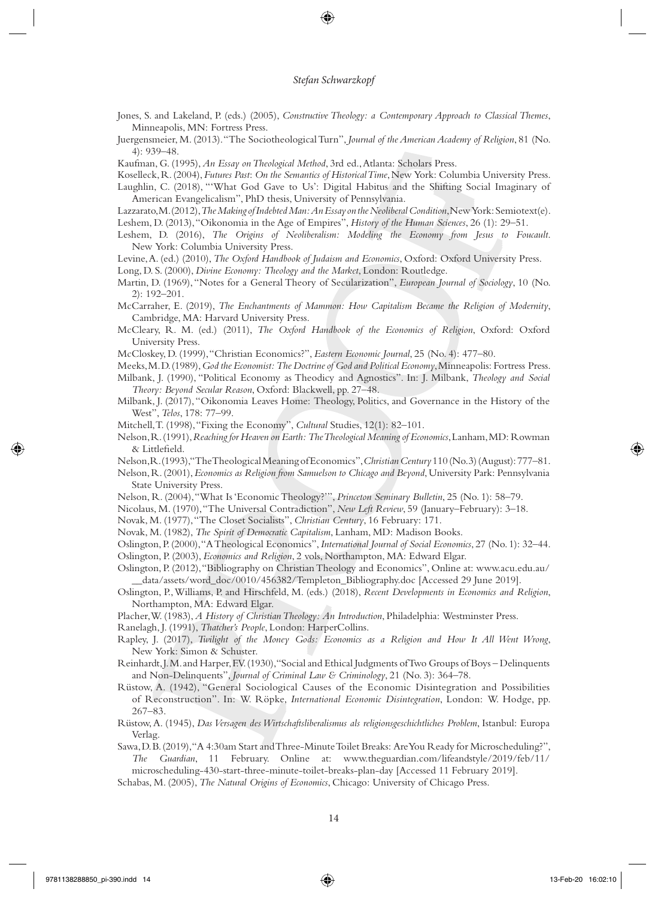Jones, S. and Lakeland, P. (eds.) (2005), *Constructive Theology: a Contemporary Approach to Classical Themes*, Minneapolis, MN: Fortress Press.

Juergensmeier, M. (2013). "The Sociotheological Turn", *Journal of the American Academy of Religion*, 81 (No. 4): 939–48.

Kaufman, G. (1995), *An Essay on Theological Method*, 3rd ed., Atlanta: Scholars Press.

Koselleck, R. (2004), *Futures Past: On the Semantics of Historical Time*, New York: Columbia University Press.

Laughlin, C. (2018), "'What God Gave to Us': Digital Habitus and the Shifting Social Imaginary of American Evangelicalism", PhD thesis, University of Pennsylvania.

Lazzarato, M. (2012), *The Making of Indebted Man: An Essay on the Neoliberal Condition*, New York: Semiotext(e).

Leshem, D. (2013), "Oikonomia in the Age of Empires", *History of the Human Sciences*, 26 (1): 29–51.

Leshem, D. (2016), *The Origins of Neoliberalism: Modeling the Economy from Jesus to Foucault*. New York: Columbia University Press.

Levine, A. (ed.) (2010), *The Oxford Handbook of Judaism and Economics*, Oxford: Oxford University Press.

Long, D. S. (2000), *Divine Economy: Theology and the Market*, London: Routledge.

Martin, D. (1969), "Notes for a General Theory of Secularization", *European Journal of Sociology*, 10 (No. 2): 192–201.

McCarraher, E. (2019), *The Enchantments of Mammon: How Capitalism Became the Religion of Modernity*, Cambridge, MA: Harvard University Press.

McCleary, R. M. (ed.) (2011), *The Oxford Handbook of the Economics of Religion*, Oxford: Oxford University Press.

McCloskey, D. (1999), "Christian Economics?", *Eastern Economic Journal*, 25 (No. 4): 477–80.

Meeks, M. D. (1989), *God the Economist: The Doctrine of God and Political Economy*, Minneapolis: Fortress Press.

Milbank, J. (1990), "Political Economy as Theodicy and Agnostics". In: J. Milbank, *Theology and Social Theory: Beyond Secular Reason*, Oxford: Blackwell, pp. 27–48.

Milbank, J. (2017), "Oikonomia Leaves Home: Theology, Politics, and Governance in the History of the West", *Telos*, 178: 77–99.

Mitchell, T. (1998), "Fixing the Economy", *Cultural* Studies, 12(1): 82–101.

Nelson, R. (1991), *Reaching for Heaven on Earth: The Theological Meaning of Economics*, Lanham, MD: Rowman & Littlefield.

Nelson, R. (1993), "The Theological Meaning of Economics", *Christian Century* 110 (No. 3) (August): 777–81.

Nelson, R. (2001), *Economics as Religion from Samuelson to Chicago and Beyond*, University Park: Pennsylvania State University Press.

Nelson, R. (2004), "What Is 'Economic Theology?'", *Princeton Seminary Bulletin*, 25 (No. 1): 58–79.

Nicolaus, M. (1970), "The Universal Contradiction", *New Left Review*, 59 (January–February): 3–18.

Novak, M. (1977), "The Closet Socialists", *Christian Century*, 16 February: 171.

Novak, M. (1982), *The Spirit of Democratic Capitalism*, Lanham, MD: Madison Books.

Oslington, P. (2000), "A Theological Economics", *International Journal of Social Economics*, 27 (No. 1): 32–44.

Oslington, P. (2003), *Economics and Religion*, 2 vols, Northampton, MA: Edward Elgar.

Oslington, P. (2012), "Bibliography on Christian Theology and Economics", Online at: www.acu.edu.au/__data/assets/word_doc/0010/456382/Templeton_Bibliography.doc [Accessed 29 June 2019].

Oslington, P., Williams, P. and Hirschfeld, M. (eds.) (2018), *Recent Developments in Economics and Religion*, Northampton, MA: Edward Elgar.

Placher, W. (1983), *A History of Christian Theology: An Introduction*, Philadelphia: Westminster Press.

Ranelagh, J. (1991), *Thatcher's People*, London: HarperCollins.

Rapley, J. (2017), *Twilight of the Money Gods: Economics as a Religion and How It All Went Wrong*, New York: Simon & Schuster.

Reinhardt, J. M. and Harper, F. V. (1930), "Social and Ethical Judgments of Two Groups of Boys – Delinquents and Non-Delinquents", *Journal of Criminal Law & Criminology*, 21 (No. 3): 364–78.

Rüstow, A. (1942), "General Sociological Causes of the Economic Disintegration and Possibilities of Reconstruction". In: W. Röpke, *International Economic Disintegration*, London: W. Hodge, pp. 267–83.

Rüstow, A. (1945), *Das Versagen des Wirtschaftsliberalismus als religionsgeschichtliches Problem*, Istanbul: Europa Verlag.

Sawa, D. B. (2019), "A 4:30am Start and Three-Minute Toilet Breaks: Are You Ready for Microscheduling?", *The Guardian*, 11 February. Online at: www.theguardian.com/lifeandstyle/2019/feb/11/microscheduling-430-start-three-minute-toilet-breaks-plan-day [Accessed 11 February 2019].

Schabas, M. (2005), *The Natural Origins of Economics*, Chicago: University of Chicago Press.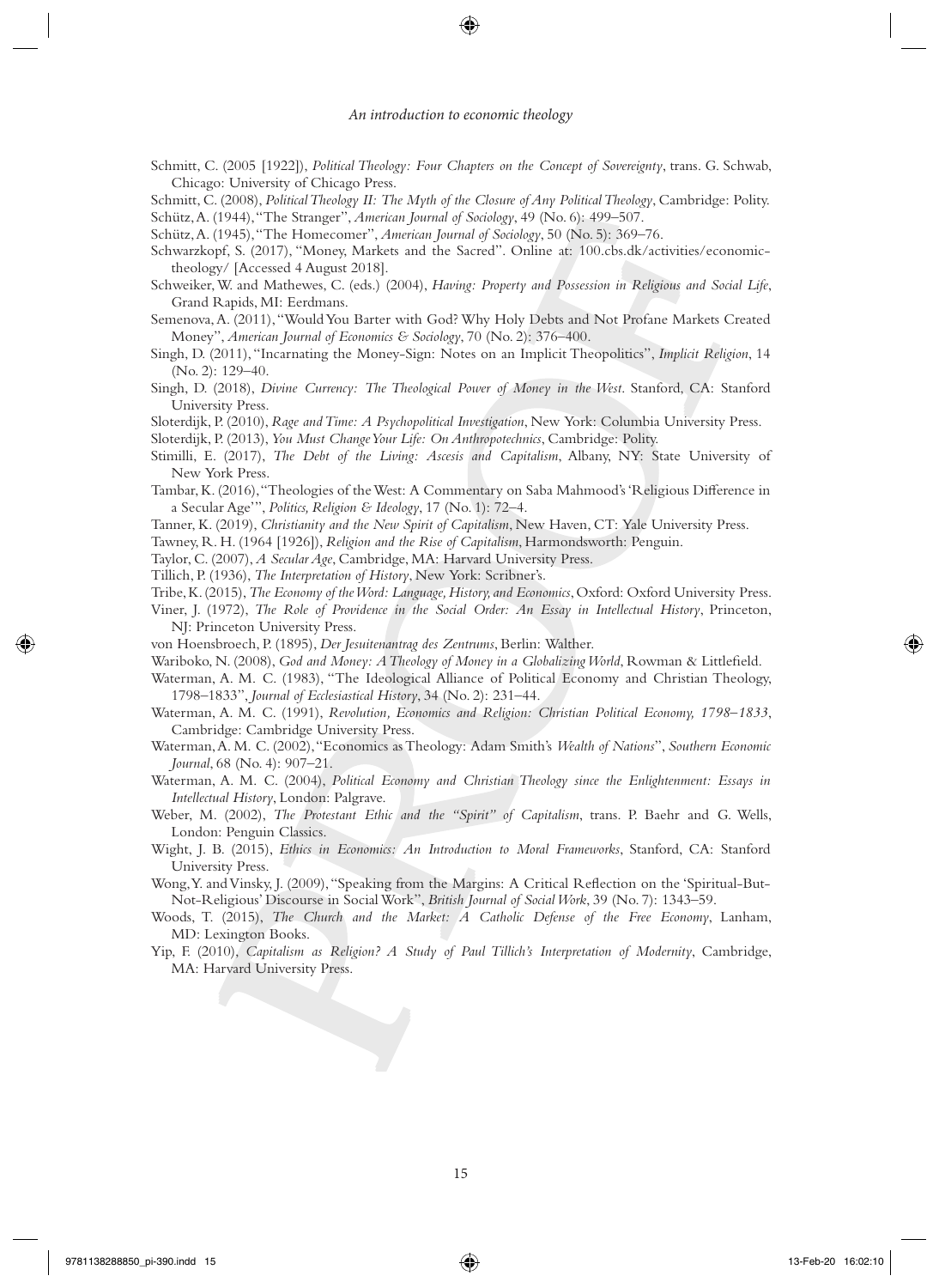Schmitt, C. (2005 [1922]), *Political Theology: Four Chapters on the Concept of Sovereignty*, trans. G. Schwab, Chicago: University of Chicago Press.

Schmitt, C. (2008), *Political Theology II: The Myth of the Closure of Any Political Theology*, Cambridge: Polity.

Schütz, A. (1944), "The Stranger", *American Journal of Sociology*, 49 (No. 6): 499–507.

Schütz, A. (1945), "The Homecomer", *American Journal of Sociology*, 50 (No. 5): 369–76.

Schwarzkopf, S. (2017), "Money, Markets and the Sacred". Online at: 100.cbs.dk/activities/economic-theology/ [Accessed 4 August 2018].

Schweiker, W. and Mathewes, C. (eds.) (2004), *Having: Property and Possession in Religious and Social Life*, Grand Rapids, MI: Eerdmans.

Semenova, A. (2011), "Would You Barter with God? Why Holy Debts and Not Profane Markets Created Money", *American Journal of Economics & Sociology*, 70 (No. 2): 376–400.

Singh, D. (2011), "Incarnating the Money-Sign: Notes on an Implicit Theopolitics", *Implicit Religion*, 14 (No. 2): 129–40.

Singh, D. (2018), *Divine Currency: The Theological Power of Money in the West*. Stanford, CA: Stanford University Press.

Sloterdijk, P. (2010), *Rage and Time: A Psychopolitical Investigation*, New York: Columbia University Press.

Sloterdijk, P. (2013), *You Must Change Your Life: On Anthropotechnics*, Cambridge: Polity.

Stimilli, E. (2017), *The Debt of the Living: Ascesis and Capitalism*, Albany, NY: State University of New York Press.

Tambar, K. (2016), "Theologies of the West: A Commentary on Saba Mahmood's 'Religious Difference in a Secular Age'", *Politics, Religion & Ideology*, 17 (No. 1): 72–4.

Tanner, K. (2019), *Christianity and the New Spirit of Capitalism*, New Haven, CT: Yale University Press.

Tawney, R. H. (1964 [1926]), *Religion and the Rise of Capitalism*, Harmondsworth: Penguin.

Taylor, C. (2007), *A Secular Age*, Cambridge, MA: Harvard University Press.

Tillich, P. (1936), *The Interpretation of History*, New York: Scribner's.

Tribe, K. (2015), *The Economy of the Word: Language, History, and Economics*, Oxford: Oxford University Press.

Viner, J. (1972), *The Role of Providence in the Social Order: An Essay in Intellectual History*, Princeton, NJ: Princeton University Press.

von Hoensbroech, P. (1895), *Der Jesuitenantrag des Zentrums*, Berlin: Walther.

Wariboko, N. (2008), *God and Money: A Theology of Money in a Globalizing World*, Rowman & Littlefield.

Waterman, A. M. C. (1983), "The Ideological Alliance of Political Economy and Christian Theology, 1798–1833", *Journal of Ecclesiastical History*, 34 (No. 2): 231–44.

Waterman, A. M. C. (1991), *Revolution, Economics and Religion: Christian Political Economy, 1798–1833*, Cambridge: Cambridge University Press.

Waterman, A. M. C. (2002), "Economics as Theology: Adam Smith's *Wealth of Nations*", *Southern Economic Journal*, 68 (No. 4): 907–21.

Waterman, A. M. C. (2004), *Political Economy and Christian Theology since the Enlightenment: Essays in Intellectual History*, London: Palgrave.

Weber, M. (2002), *The Protestant Ethic and the "Spirit" of Capitalism*, trans. P. Baehr and G. Wells, London: Penguin Classics.

Wight, J. B. (2015), *Ethics in Economics: An Introduction to Moral Frameworks*, Stanford, CA: Stanford University Press.

Wong, Y. and Vinsky, J. (2009), "Speaking from the Margins: A Critical Reflection on the 'Spiritual-But-Not-Religious' Discourse in Social Work", *British Journal of Social Work*, 39 (No. 7): 1343–59.

Woods, T. (2015), *The Church and the Market: A Catholic Defense of the Free Economy*, Lanham, MD: Lexington Books.

Yip, F. (2010), *Capitalism as Religion? A Study of Paul Tillich's Interpretation of Modernity*, Cambridge, MA: Harvard University Press.